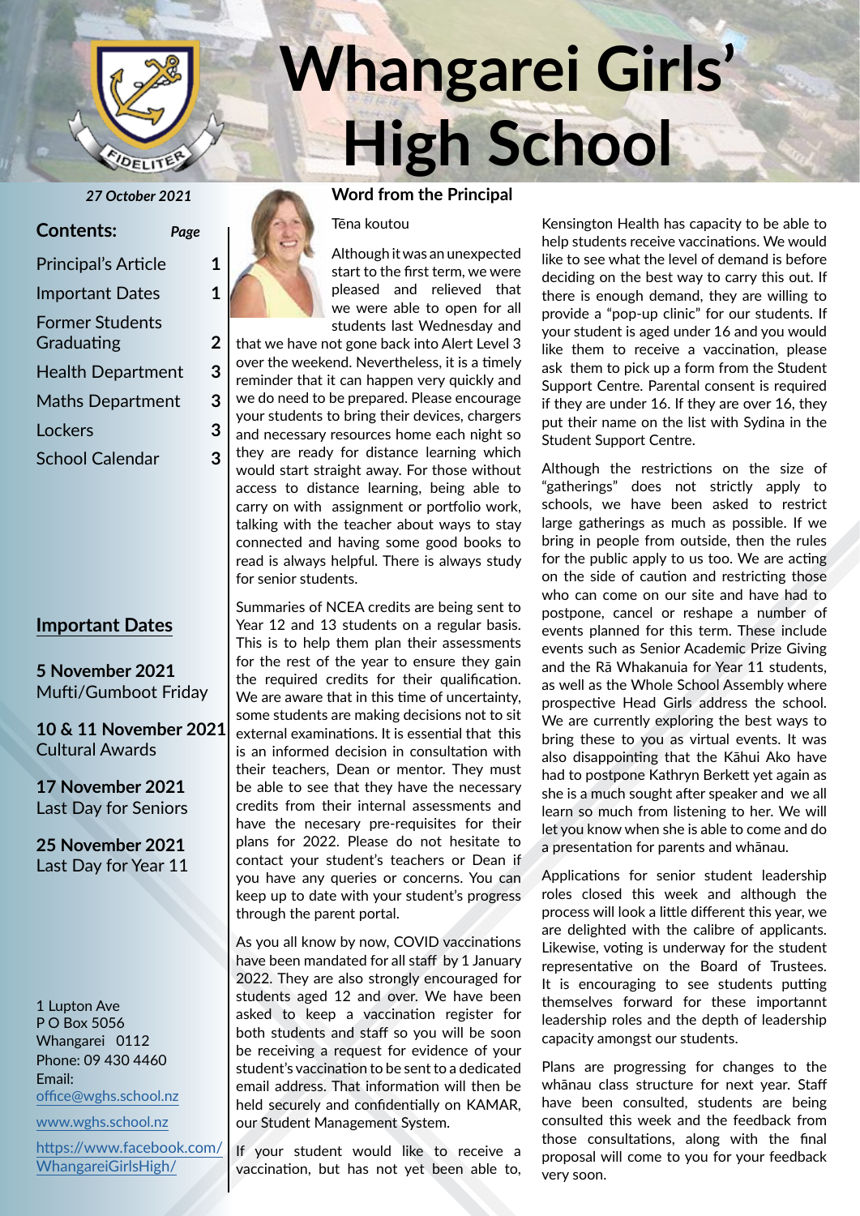# Whangarei Girls' High School

*27 October 2021*

**Contents:** *Page*

| Section | Page |
|---|---|
| Principal's Article | 1 |
| Important Dates | 1 |
| Former Students Graduating | 2 |
| Health Department | 3 |
| Maths Department | 3 |
| Lockers | 3 |
| School Calendar | 3 |

## Important Dates

**5 November 2021**
Mufti/Gumboot Friday

**10 & 11 November 2021**
Cultural Awards

**17 November 2021**
Last Day for Seniors

**25 November 2021**
Last Day for Year 11

1 Lupton Ave
P O Box 5056
Whangarei 0112
Phone: 09 430 4460
Email:
office@wghs.school.nz

www.wghs.school.nz

https://www.facebook.com/WhangareiGirlsHigh/

## Word from the Principal

Tēna koutou

Although it was an unexpected start to the first term, we were pleased and relieved that we were able to open for all students last Wednesday and that we have not gone back into Alert Level 3 over the weekend. Nevertheless, it is a timely reminder that it can happen very quickly and we do need to be prepared. Please encourage your students to bring their devices, chargers and necessary resources home each night so they are ready for distance learning which would start straight away. For those without access to distance learning, being able to carry on with assignment or portfolio work, talking with the teacher about ways to stay connected and having some good books to read is always helpful. There is always study for senior students.

Summaries of NCEA credits are being sent to Year 12 and 13 students on a regular basis. This is to help them plan their assessments for the rest of the year to ensure they gain the required credits for their qualification. We are aware that in this time of uncertainty, some students are making decisions not to sit external examinations. It is essential that this is an informed decision in consultation with their teachers, Dean or mentor. They must be able to see that they have the necessary credits from their internal assessments and have the necesary pre-requisites for their plans for 2022. Please do not hesitate to contact your student's teachers or Dean if you have any queries or concerns. You can keep up to date with your student's progress through the parent portal.

As you all know by now, COVID vaccinations have been mandated for all staff by 1 January 2022. They are also strongly encouraged for students aged 12 and over. We have been asked to keep a vaccination register for both students and staff so you will be soon be receiving a request for evidence of your student's vaccination to be sent to a dedicated email address. That information will then be held securely and confidentially on KAMAR, our Student Management System.

If your student would like to receive a vaccination, but has not yet been able to, Kensington Health has capacity to be able to help students receive vaccinations. We would like to see what the level of demand is before deciding on the best way to carry this out. If there is enough demand, they are willing to provide a "pop-up clinic" for our students. If your student is aged under 16 and you would like them to receive a vaccination, please ask them to pick up a form from the Student Support Centre. Parental consent is required if they are under 16. If they are over 16, they put their name on the list with Sydina in the Student Support Centre.

Although the restrictions on the size of "gatherings" does not strictly apply to schools, we have been asked to restrict large gatherings as much as possible. If we bring in people from outside, then the rules for the public apply to us too. We are acting on the side of caution and restricting those who can come on our site and have had to postpone, cancel or reshape a number of events planned for this term. These include events such as Senior Academic Prize Giving and the Rā Whakanuia for Year 11 students, as well as the Whole School Assembly where prospective Head Girls address the school. We are currently exploring the best ways to bring these to you as virtual events. It was also disappointing that the Kāhui Ako have had to postpone Kathryn Berkett yet again as she is a much sought after speaker and we all learn so much from listening to her. We will let you know when she is able to come and do a presentation for parents and whānau.

Applications for senior student leadership roles closed this week and although the process will look a little different this year, we are delighted with the calibre of applicants. Likewise, voting is underway for the student representative on the Board of Trustees. It is encouraging to see students putting themselves forward for these importannt leadership roles and the depth of leadership capacity amongst our students.

Plans are progressing for changes to the whānau class structure for next year. Staff have been consulted, students are being consulted this week and the feedback from those consultations, along with the final proposal will come to you for your feedback very soon.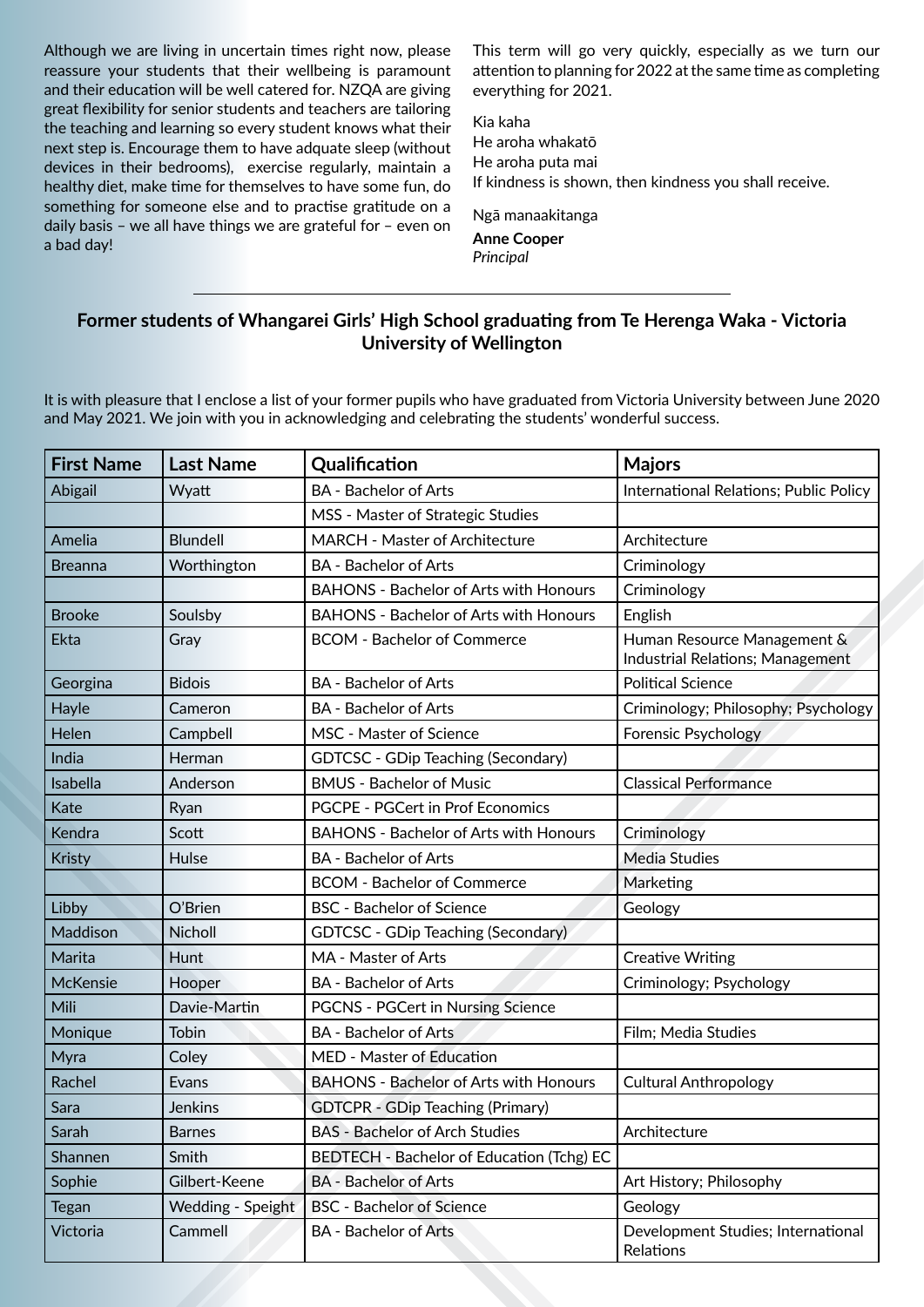Although we are living in uncertain times right now, please reassure your students that their wellbeing is paramount and their education will be well catered for. NZQA are giving great flexibility for senior students and teachers are tailoring the teaching and learning so every student knows what their next step is. Encourage them to have adquate sleep (without devices in their bedrooms), exercise regularly, maintain a healthy diet, make time for themselves to have some fun, do something for someone else and to practise gratitude on a daily basis – we all have things we are grateful for – even on a bad day!

This term will go very quickly, especially as we turn our attention to planning for 2022 at the same time as completing everything for 2021.

Kia kaha
He aroha whakatō
He aroha puta mai
If kindness is shown, then kindness you shall receive.

Ngā manaakitanga

**Anne Cooper**
*Principal*

---

## Former students of Whangarei Girls' High School graduating from Te Herenga Waka - Victoria University of Wellington

It is with pleasure that I enclose a list of your former pupils who have graduated from Victoria University between June 2020 and May 2021. We join with you in acknowledging and celebrating the students' wonderful success.

| First Name | Last Name | Qualification | Majors |
|---|---|---|---|
| Abigail | Wyatt | BA - Bachelor of Arts | International Relations; Public Policy |
| | | MSS - Master of Strategic Studies | |
| Amelia | Blundell | MARCH - Master of Architecture | Architecture |
| Breanna | Worthington | BA - Bachelor of Arts | Criminology |
| | | BAHONS - Bachelor of Arts with Honours | Criminology |
| Brooke | Soulsby | BAHONS - Bachelor of Arts with Honours | English |
| Ekta | Gray | BCOM - Bachelor of Commerce | Human Resource Management & Industrial Relations; Management |
| Georgina | Bidois | BA - Bachelor of Arts | Political Science |
| Hayle | Cameron | BA - Bachelor of Arts | Criminology; Philosophy; Psychology |
| Helen | Campbell | MSC - Master of Science | Forensic Psychology |
| India | Herman | GDTCSC - GDip Teaching (Secondary) | |
| Isabella | Anderson | BMUS - Bachelor of Music | Classical Performance |
| Kate | Ryan | PGCPE - PGCert in Prof Economics | |
| Kendra | Scott | BAHONS - Bachelor of Arts with Honours | Criminology |
| Kristy | Hulse | BA - Bachelor of Arts | Media Studies |
| | | BCOM - Bachelor of Commerce | Marketing |
| Libby | O'Brien | BSC - Bachelor of Science | Geology |
| Maddison | Nicholl | GDTCSC - GDip Teaching (Secondary) | |
| Marita | Hunt | MA - Master of Arts | Creative Writing |
| McKensie | Hooper | BA - Bachelor of Arts | Criminology; Psychology |
| Mili | Davie-Martin | PGCNS - PGCert in Nursing Science | |
| Monique | Tobin | BA - Bachelor of Arts | Film; Media Studies |
| Myra | Coley | MED - Master of Education | |
| Rachel | Evans | BAHONS - Bachelor of Arts with Honours | Cultural Anthropology |
| Sara | Jenkins | GDTCPR - GDip Teaching (Primary) | |
| Sarah | Barnes | BAS - Bachelor of Arch Studies | Architecture |
| Shannen | Smith | BEDTECH - Bachelor of Education (Tchg) EC | |
| Sophie | Gilbert-Keene | BA - Bachelor of Arts | Art History; Philosophy |
| Tegan | Wedding - Speight | BSC - Bachelor of Science | Geology |
| Victoria | Cammell | BA - Bachelor of Arts | Development Studies; International Relations |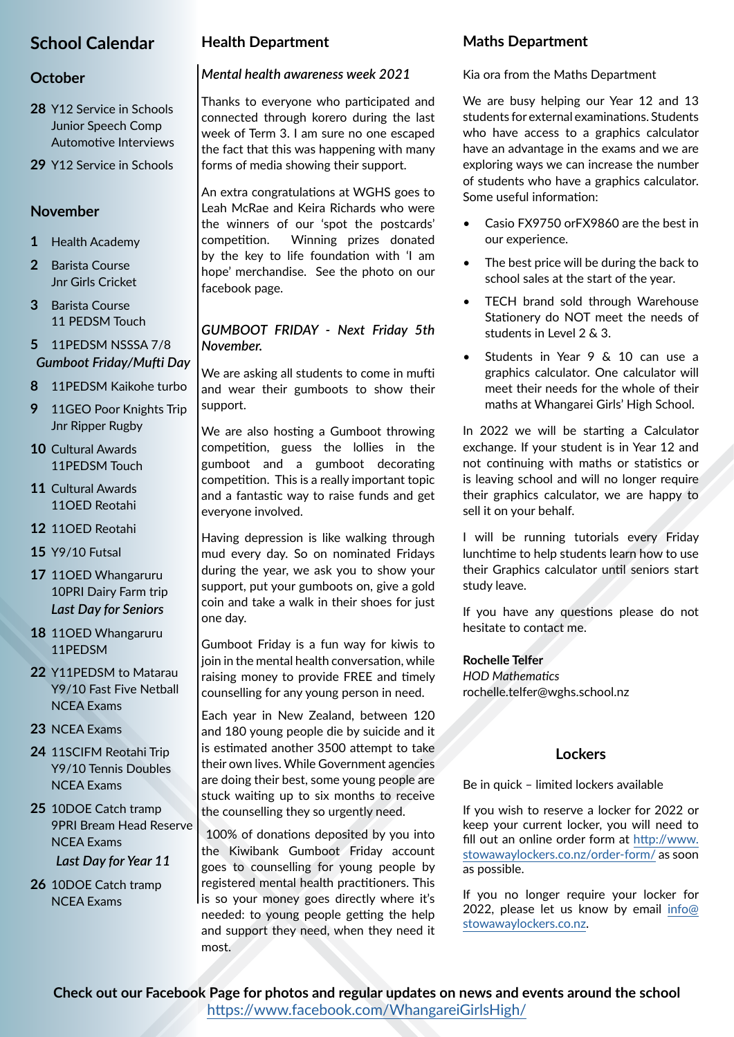## School Calendar

### October

**28** Y12 Service in Schools
Junior Speech Comp
Automotive Interviews

**29** Y12 Service in Schools

### November

**1** Health Academy

**2** Barista Course
Jnr Girls Cricket

**3** Barista Course
11 PEDSM Touch

**5** 11PEDSM NSSSA 7/8
*Gumboot Friday/Mufti Day*

**8** 11PEDSM Kaikohe turbo

**9** 11GEO Poor Knights Trip
Jnr Ripper Rugby

**10** Cultural Awards
11PEDSM Touch

**11** Cultural Awards
11OED Reotahi

**12** 11OED Reotahi

**15** Y9/10 Futsal

**17** 11OED Whangaruru
10PRI Dairy Farm trip
*Last Day for Seniors*

**18** 11OED Whangaruru
11PEDSM

**22** Y11PEDSM to Matarau
Y9/10 Fast Five Netball
NCEA Exams

**23** NCEA Exams

**24** 11SCIFM Reotahi Trip
Y9/10 Tennis Doubles
NCEA Exams

**25** 10DOE Catch tramp
9PRI Bream Head Reserve
NCEA Exams
*Last Day for Year 11*

**26** 10DOE Catch tramp
NCEA Exams

## Health Department

*Mental health awareness week 2021*

Thanks to everyone who participated and connected through korero during the last week of Term 3. I am sure no one escaped the fact that this was happening with many forms of media showing their support.

An extra congratulations at WGHS goes to Leah McRae and Keira Richards who were the winners of our 'spot the postcards' competition. Winning prizes donated by the key to life foundation with 'I am hope' merchandise. See the photo on our facebook page.

*GUMBOOT FRIDAY - Next Friday 5th November.*

We are asking all students to come in mufti and wear their gumboots to show their support.

We are also hosting a Gumboot throwing competition, guess the lollies in the gumboot and a gumboot decorating competition. This is a really important topic and a fantastic way to raise funds and get everyone involved.

Having depression is like walking through mud every day. So on nominated Fridays during the year, we ask you to show your support, put your gumboots on, give a gold coin and take a walk in their shoes for just one day.

Gumboot Friday is a fun way for kiwis to join in the mental health conversation, while raising money to provide FREE and timely counselling for any young person in need.

Each year in New Zealand, between 120 and 180 young people die by suicide and it is estimated another 3500 attempt to take their own lives. While Government agencies are doing their best, some young people are stuck waiting up to six months to receive the counselling they so urgently need.

100% of donations deposited by you into the Kiwibank Gumboot Friday account goes to counselling for young people by registered mental health practitioners. This is so your money goes directly where it's needed: to young people getting the help and support they need, when they need it most.

## Maths Department

Kia ora from the Maths Department

We are busy helping our Year 12 and 13 students for external examinations. Students who have access to a graphics calculator have an advantage in the exams and we are exploring ways we can increase the number of students who have a graphics calculator. Some useful information:

- Casio FX9750 orFX9860 are the best in our experience.
- The best price will be during the back to school sales at the start of the year.
- TECH brand sold through Warehouse Stationery do NOT meet the needs of students in Level 2 & 3.
- Students in Year 9 & 10 can use a graphics calculator. One calculator will meet their needs for the whole of their maths at Whangarei Girls' High School.

In 2022 we will be starting a Calculator exchange. If your student is in Year 12 and not continuing with maths or statistics or is leaving school and will no longer require their graphics calculator, we are happy to sell it on your behalf.

I will be running tutorials every Friday lunchtime to help students learn how to use their Graphics calculator until seniors start study leave.

If you have any questions please do not hesitate to contact me.

**Rochelle Telfer**
*HOD Mathematics*
rochelle.telfer@wghs.school.nz

## Lockers

Be in quick – limited lockers available

If you wish to reserve a locker for 2022 or keep your current locker, you will need to fill out an online order form at http://www.stowawaylockers.co.nz/order-form/ as soon as possible.

If you no longer require your locker for 2022, please let us know by email info@stowawaylockers.co.nz.

**Check out our Facebook Page for photos and regular updates on news and events around the school**
https://www.facebook.com/WhangareiGirlsHigh/